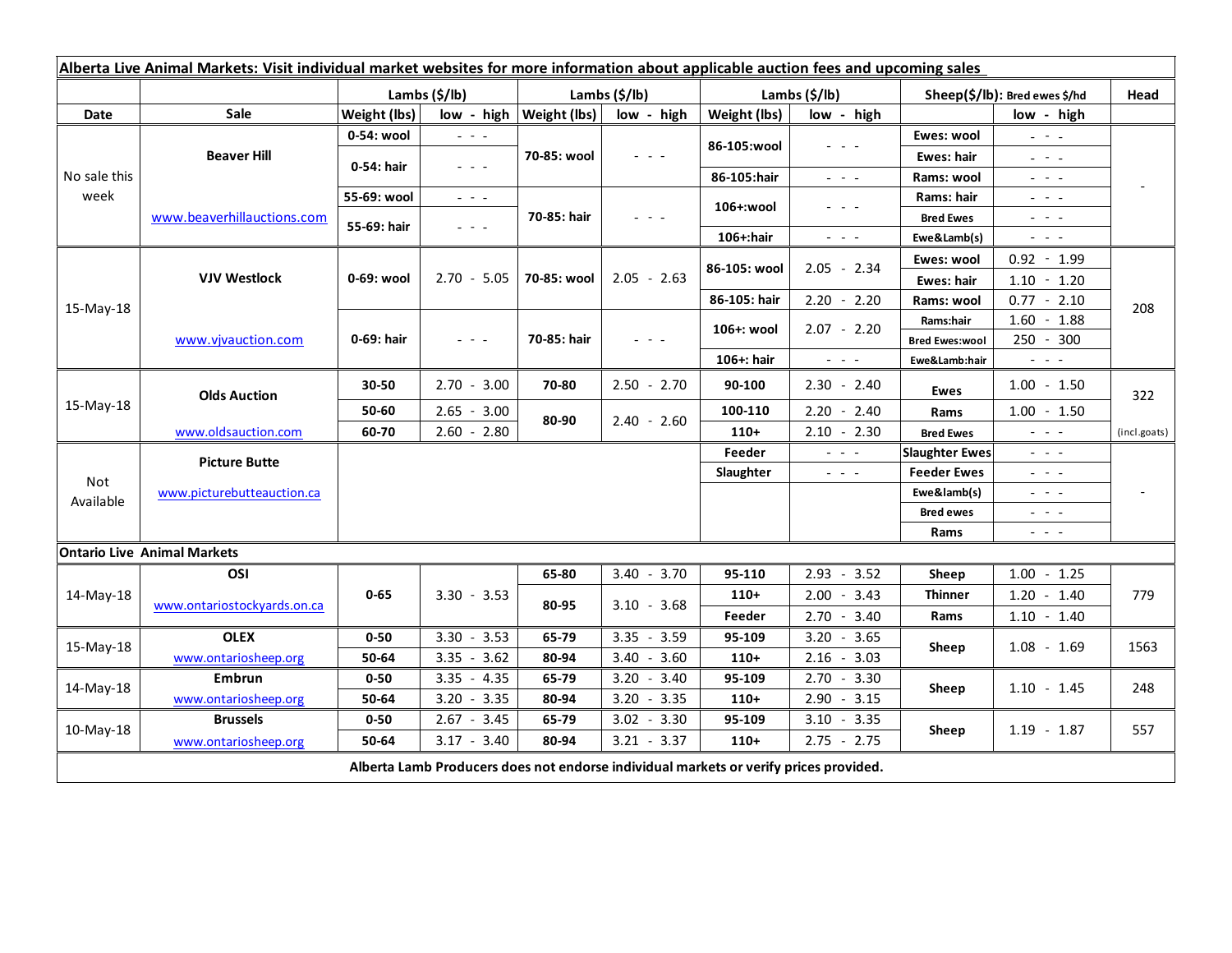| Alberta Live Animal Markets: Visit individual market websites for more information about applicable auction fees and upcoming sales | | | | | | | | | | |
|---|---|---|---|---|---|---|---|---|---|---|
| | | Lambs ($/lb) | | Lambs ($/lb) | | Lambs ($/lb) | | Sheep($/lb): Bred ewes $/hd | | Head |
| Date | Sale | Weight (lbs) | low - high | Weight (lbs) | low - high | Weight (lbs) | low - high | | low - high | |
| No sale this week | Beaver Hill www.beaverhillauctions.com | 0-54: wool | - - - | 70-85: wool | - - - | 86-105:wool | - - - | Ewes: wool | - - - | - |
| | | 0-54: hair | - - - | | | | | Ewes: hair | - - - | |
| | | | | | | 86-105:hair | - - - | Rams: wool | - - - | |
| | | 55-69: wool | - - - | 70-85: hair | - - - | 106+:wool | - - - | Rams: hair | - - - | |
| | | 55-69: hair | - - - | | | | | Bred Ewes | - - - | |
| | | | | | | 106+:hair | - - - | Ewe&Lamb(s) | - - - | |
| 15-May-18 | VJV Westlock www.vjvauction.com | 0-69: wool | 2.70 - 5.05 | 70-85: wool | 2.05 - 2.63 | 86-105: wool | 2.05 - 2.34 | Ewes: wool | 0.92 - 1.99 | 208 |
| | | | | | | | | Ewes: hair | 1.10 - 1.20 | |
| | | | | | | 86-105: hair | 2.20 - 2.20 | Rams: wool | 0.77 - 2.10 | |
| | | 0-69: hair | - - - | 70-85: hair | - - - | 106+: wool | 2.07 - 2.20 | Rams:hair | 1.60 - 1.88 | |
| | | | | | | | | Bred Ewes:wool | 250 - 300 | |
| | | | | | | 106+: hair | - - - | Ewe&Lamb:hair | - - - | |
| 15-May-18 | Olds Auction www.oldsauction.com | 30-50 | 2.70 - 3.00 | 70-80 | 2.50 - 2.70 | 90-100 | 2.30 - 2.40 | Ewes | 1.00 - 1.50 | 322 (incl.goats) |
| | | 50-60 | 2.65 - 3.00 | 80-90 | 2.40 - 2.60 | 100-110 | 2.20 - 2.40 | Rams | 1.00 - 1.50 | |
| | | 60-70 | 2.60 - 2.80 | | | 110+ | 2.10 - 2.30 | Bred Ewes | - - - | |
| Not Available | Picture Butte www.picturebutteauction.ca | | | | | Feeder | - - - | Slaughter Ewes | - - - | - |
| | | | | | | Slaughter | - - - | Feeder Ewes | - - - | |
| | | | | | | | | Ewe&lamb(s) | - - - | |
| | | | | | | | | Bred ewes | - - - | |
| | | | | | | | | Rams | - - - | |
| **Ontario Live Animal Markets** | | | | | | | | | | |
| 14-May-18 | OSI www.ontariostockyards.on.ca | 0-65 | 3.30 - 3.53 | 65-80 | 3.40 - 3.70 | 95-110 | 2.93 - 3.52 | Sheep | 1.00 - 1.25 | 779 |
| | | | | 80-95 | 3.10 - 3.68 | 110+ | 2.00 - 3.43 | Thinner | 1.20 - 1.40 | |
| | | | | | | Feeder | 2.70 - 3.40 | Rams | 1.10 - 1.40 | |
| 15-May-18 | OLEX www.ontariosheep.org | 0-50 | 3.30 - 3.53 | 65-79 | 3.35 - 3.59 | 95-109 | 3.20 - 3.65 | Sheep | 1.08 - 1.69 | 1563 |
| | | 50-64 | 3.35 - 3.62 | 80-94 | 3.40 - 3.60 | 110+ | 2.16 - 3.03 | | | |
| 14-May-18 | Embrun www.ontariosheep.org | 0-50 | 3.35 - 4.35 | 65-79 | 3.20 - 3.40 | 95-109 | 2.70 - 3.30 | Sheep | 1.10 - 1.45 | 248 |
| | | 50-64 | 3.20 - 3.35 | 80-94 | 3.20 - 3.35 | 110+ | 2.90 - 3.15 | | | |
| 10-May-18 | Brussels www.ontariosheep.org | 0-50 | 2.67 - 3.45 | 65-79 | 3.02 - 3.30 | 95-109 | 3.10 - 3.35 | Sheep | 1.19 - 1.87 | 557 |
| | | 50-64 | 3.17 - 3.40 | 80-94 | 3.21 - 3.37 | 110+ | 2.75 - 2.75 | | | |

**Alberta Lamb Producers does not endorse individual markets or verify prices provided.**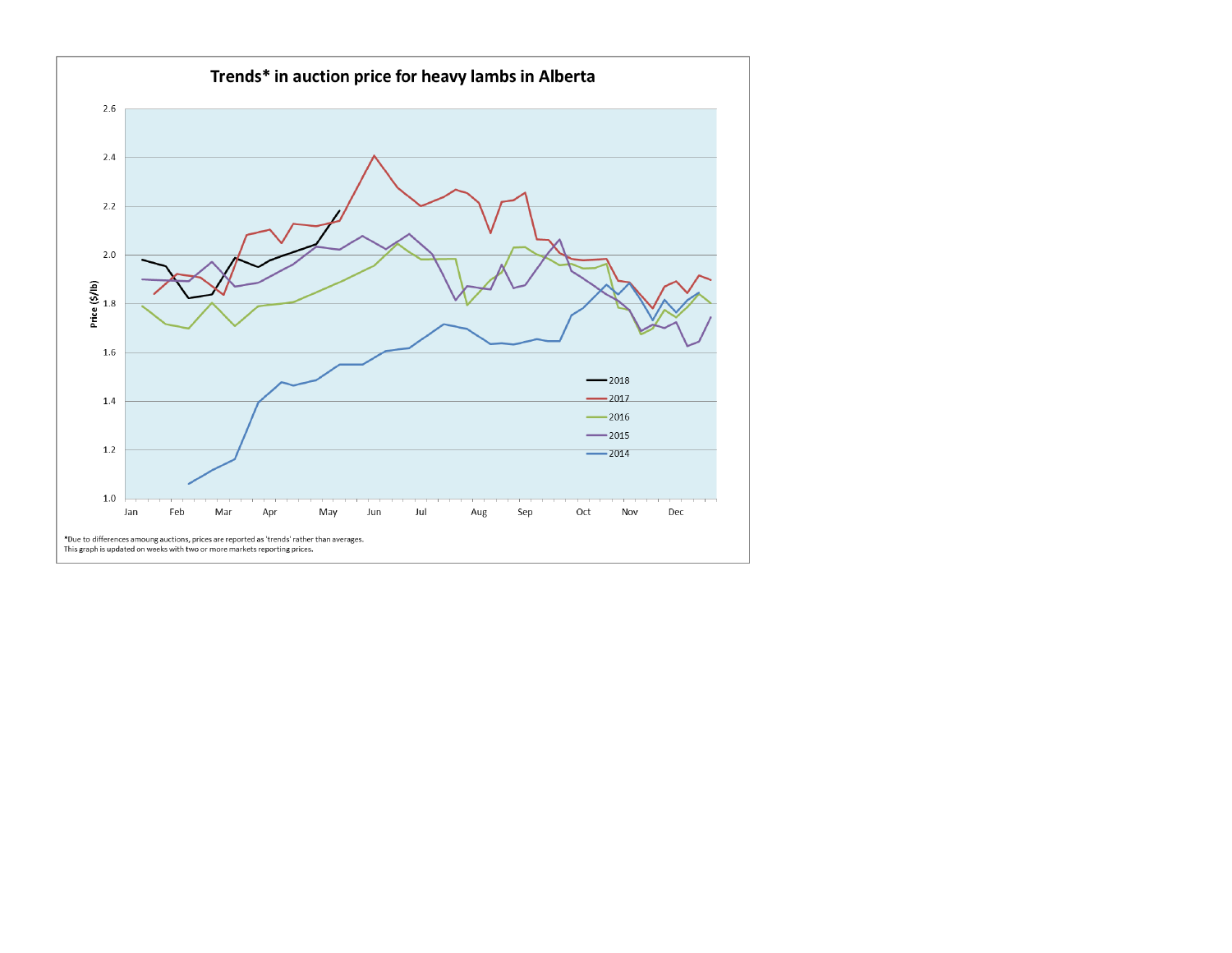## Trends* in auction price for heavy lambs in Alberta

Price ($/lb)

2.6
2.4
2.2
2.0
1.8
1.6
1.4
1.2
1.0

Jan Feb Mar Apr May Jun Jul Aug Sep Oct Nov Dec

2018
2017
2016
2015
2014

*Due to differences amoung auctions, prices are reported as 'trends' rather than averages.
This graph is updated on weeks with two or more markets reporting prices.